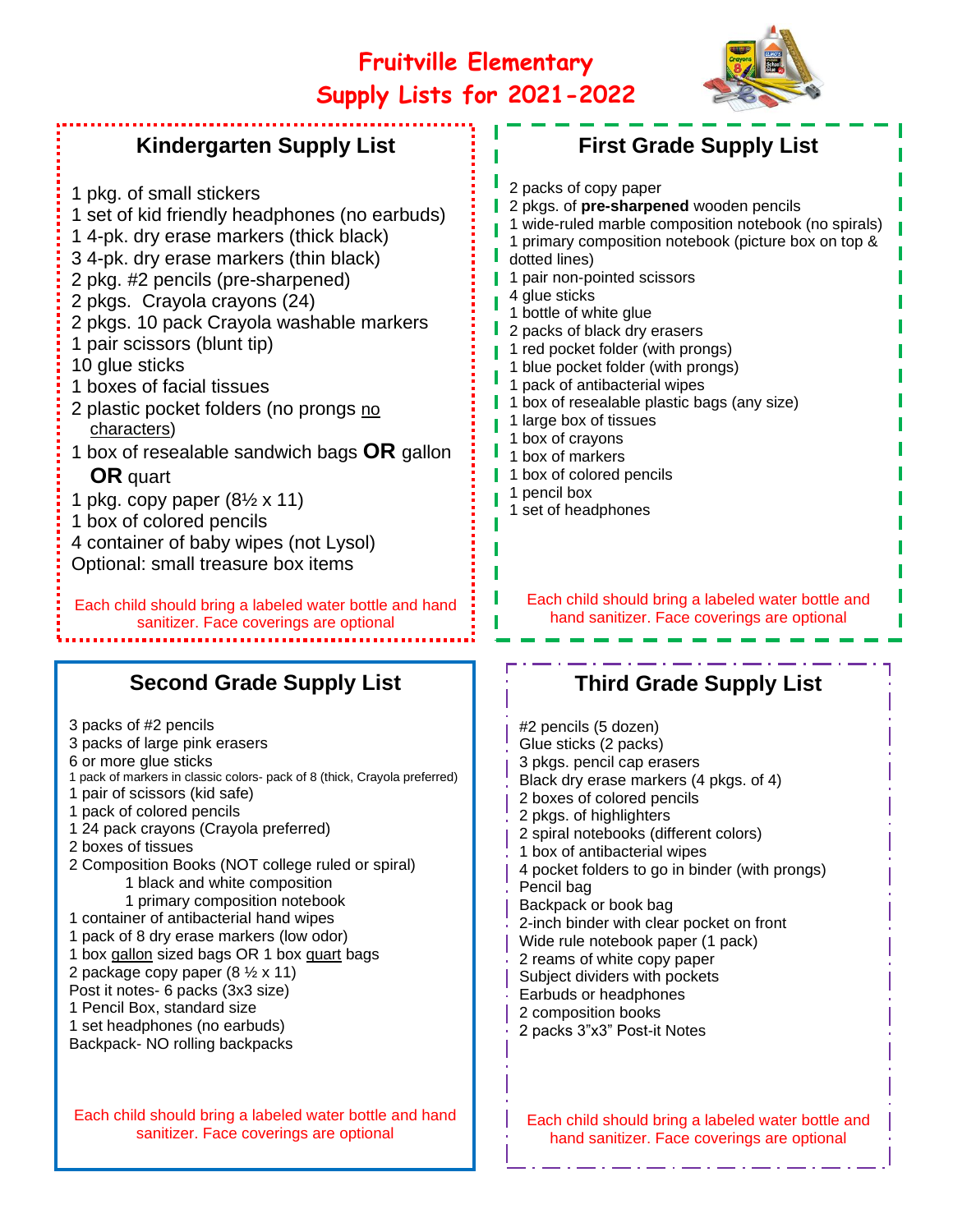# Fruitville Elementary
# Supply Lists for 2021-2022

## Kindergarten Supply List

1 pkg. of small stickers
1 set of kid friendly headphones (no earbuds)
1 4-pk. dry erase markers (thick black)
3 4-pk. dry erase markers (thin black)
2 pkg. #2 pencils (pre-sharpened)
2 pkgs. Crayola crayons (24)
2 pkgs. 10 pack Crayola washable markers
1 pair scissors (blunt tip)
10 glue sticks
1 boxes of facial tissues
2 plastic pocket folders (no prongs <u>no characters</u>)
1 box of resealable sandwich bags **OR** gallon **OR** quart
1 pkg. copy paper (8½ x 11)
1 box of colored pencils
4 container of baby wipes (not Lysol)
Optional: small treasure box items

Each child should bring a labeled water bottle and hand sanitizer. Face coverings are optional

## First Grade Supply List

2 packs of copy paper
2 pkgs. of **pre-sharpened** wooden pencils
1 wide-ruled marble composition notebook (no spirals)
1 primary composition notebook (picture box on top & dotted lines)
1 pair non-pointed scissors
4 glue sticks
1 bottle of white glue
2 packs of black dry erasers
1 red pocket folder (with prongs)
1 blue pocket folder (with prongs)
1 pack of antibacterial wipes
1 box of resealable plastic bags (any size)
1 large box of tissues
1 box of crayons
1 box of markers
1 box of colored pencils
1 pencil box
1 set of headphones

Each child should bring a labeled water bottle and hand sanitizer. Face coverings are optional

## Second Grade Supply List

3 packs of #2 pencils
3 packs of large pink erasers
6 or more glue sticks
1 pack of markers in classic colors- pack of 8 (thick, Crayola preferred)
1 pair of scissors (kid safe)
1 pack of colored pencils
1 24 pack crayons (Crayola preferred)
2 boxes of tissues
2 Composition Books (NOT college ruled or spiral)
- 1 black and white composition
- 1 primary composition notebook

1 container of antibacterial hand wipes
1 pack of 8 dry erase markers (low odor)
1 box <u>gallon</u> sized bags OR 1 box <u>quart</u> bags
2 package copy paper (8 ½ x 11)
Post it notes- 6 packs (3x3 size)
1 Pencil Box, standard size
1 set headphones (no earbuds)
Backpack- NO rolling backpacks

Each child should bring a labeled water bottle and hand sanitizer. Face coverings are optional

## Third Grade Supply List

#2 pencils (5 dozen)
Glue sticks (2 packs)
3 pkgs. pencil cap erasers
Black dry erase markers (4 pkgs. of 4)
2 boxes of colored pencils
2 pkgs. of highlighters
2 spiral notebooks (different colors)
1 box of antibacterial wipes
4 pocket folders to go in binder (with prongs)
Pencil bag
Backpack or book bag
2-inch binder with clear pocket on front
Wide rule notebook paper (1 pack)
2 reams of white copy paper
Subject dividers with pockets
Earbuds or headphones
2 composition books
2 packs 3"x3" Post-it Notes

Each child should bring a labeled water bottle and hand sanitizer. Face coverings are optional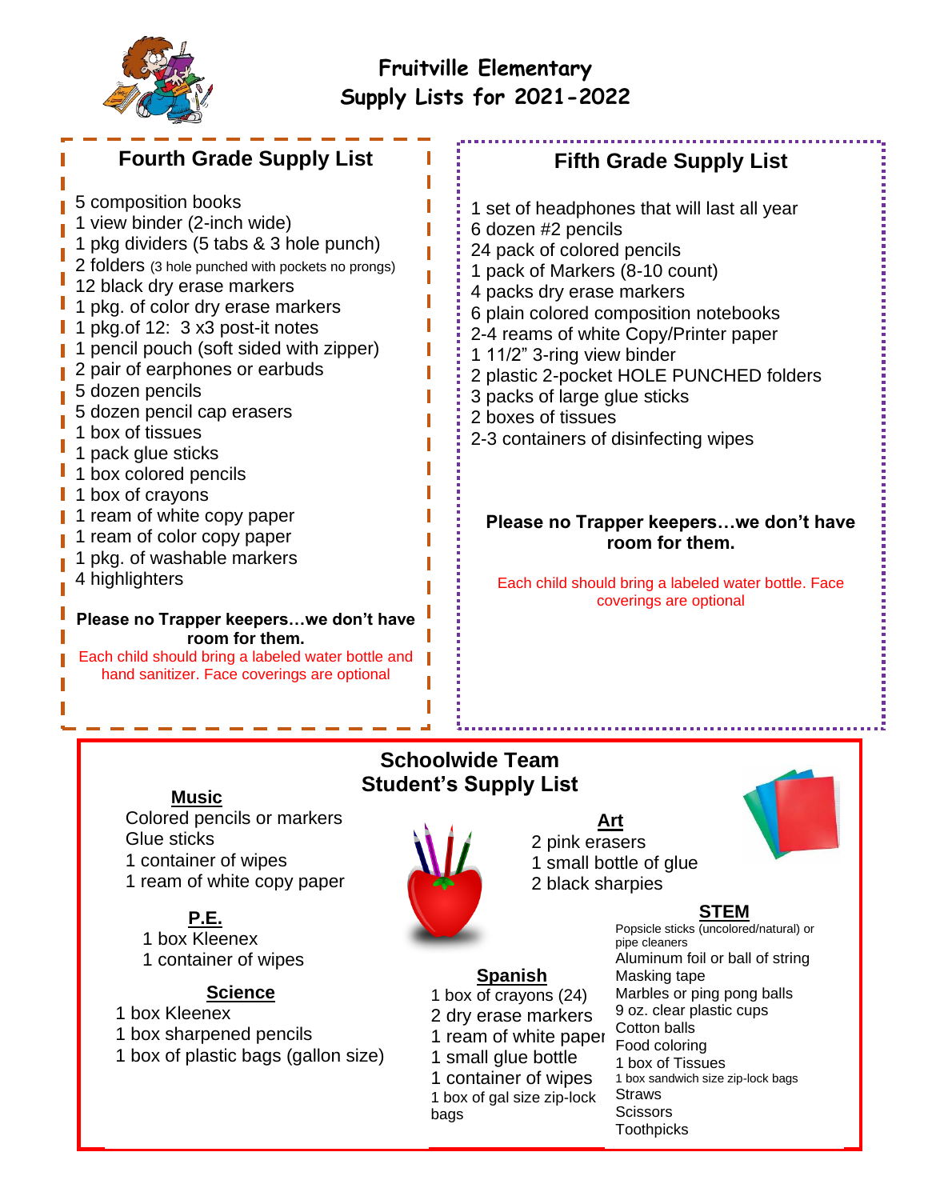# Fruitville Elementary
# Supply Lists for 2021-2022

## Fourth Grade Supply List

5 composition books
1 view binder (2-inch wide)
1 pkg dividers (5 tabs & 3 hole punch)
2 folders (3 hole punched with pockets no prongs)
12 black dry erase markers
1 pkg. of color dry erase markers
1 pkg.of 12: 3 x3 post-it notes
1 pencil pouch (soft sided with zipper)
2 pair of earphones or earbuds
5 dozen pencils
5 dozen pencil cap erasers
1 box of tissues
1 pack glue sticks
1 box colored pencils
1 box of crayons
1 ream of white copy paper
1 ream of color copy paper
1 pkg. of washable markers
4 highlighters

**Please no Trapper keepers…we don't have room for them.**

Each child should bring a labeled water bottle and hand sanitizer. Face coverings are optional

## Fifth Grade Supply List

1 set of headphones that will last all year
6 dozen #2 pencils
24 pack of colored pencils
1 pack of Markers (8-10 count)
4 packs dry erase markers
6 plain colored composition notebooks
2-4 reams of white Copy/Printer paper
1 11/2" 3-ring view binder
2 plastic 2-pocket HOLE PUNCHED folders
3 packs of large glue sticks
2 boxes of tissues
2-3 containers of disinfecting wipes

**Please no Trapper keepers…we don't have room for them.**

Each child should bring a labeled water bottle. Face coverings are optional

## Schoolwide Team Student's Supply List

**Music**
Colored pencils or markers
Glue sticks
1 container of wipes
1 ream of white copy paper

**P.E.**
1 box Kleenex
1 container of wipes

**Science**
1 box Kleenex
1 box sharpened pencils
1 box of plastic bags (gallon size)

**Art**
2 pink erasers
1 small bottle of glue
2 black sharpies

**Spanish**
1 box of crayons (24)
2 dry erase markers
1 ream of white paper
1 small glue bottle
1 container of wipes
1 box of gal size zip-lock bags

**STEM**
Popsicle sticks (uncolored/natural) or pipe cleaners
Aluminum foil or ball of string
Masking tape
Marbles or ping pong balls
9 oz. clear plastic cups
Cotton balls
Food coloring
1 box of Tissues
1 box sandwich size zip-lock bags
Straws
Scissors
Toothpicks